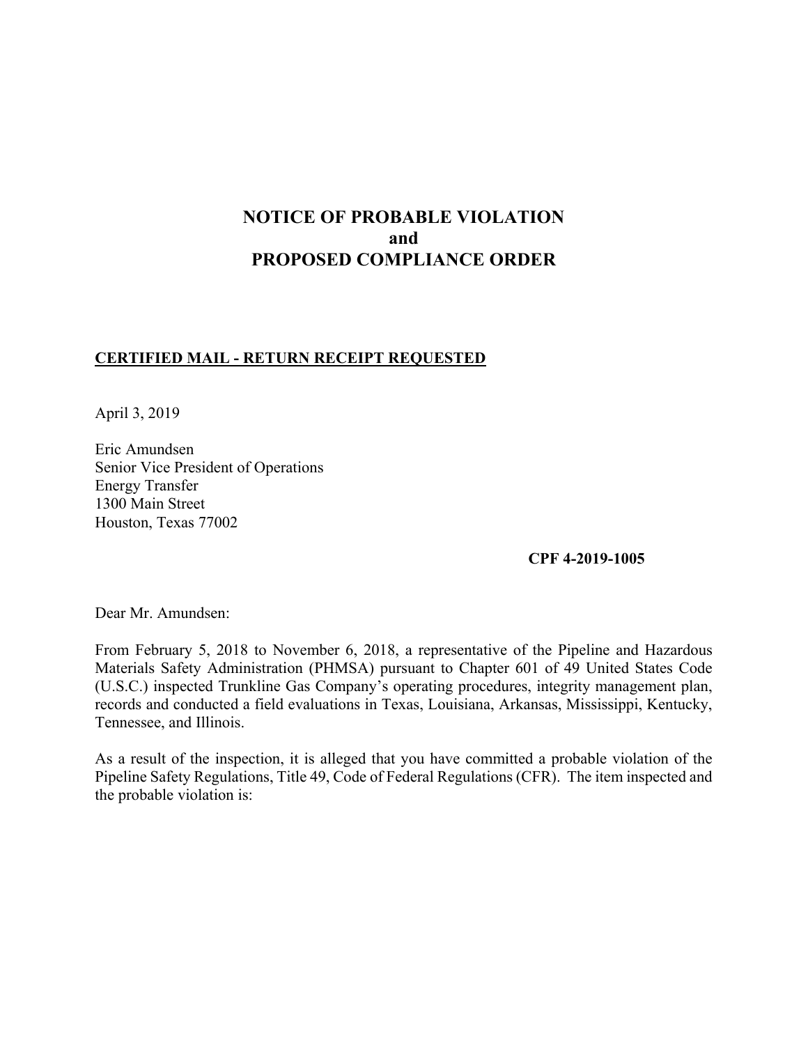# NOTICE OF PROBABLE VIOLATION
# and
# PROPOSED COMPLIANCE ORDER

**CERTIFIED MAIL - RETURN RECEIPT REQUESTED**

April 3, 2019

Eric Amundsen
Senior Vice President of Operations
Energy Transfer
1300 Main Street
Houston, Texas 77002

**CPF 4-2019-1005**

Dear Mr. Amundsen:

From February 5, 2018 to November 6, 2018, a representative of the Pipeline and Hazardous Materials Safety Administration (PHMSA) pursuant to Chapter 601 of 49 United States Code (U.S.C.) inspected Trunkline Gas Company's operating procedures, integrity management plan, records and conducted a field evaluations in Texas, Louisiana, Arkansas, Mississippi, Kentucky, Tennessee, and Illinois.

As a result of the inspection, it is alleged that you have committed a probable violation of the Pipeline Safety Regulations, Title 49, Code of Federal Regulations (CFR). The item inspected and the probable violation is: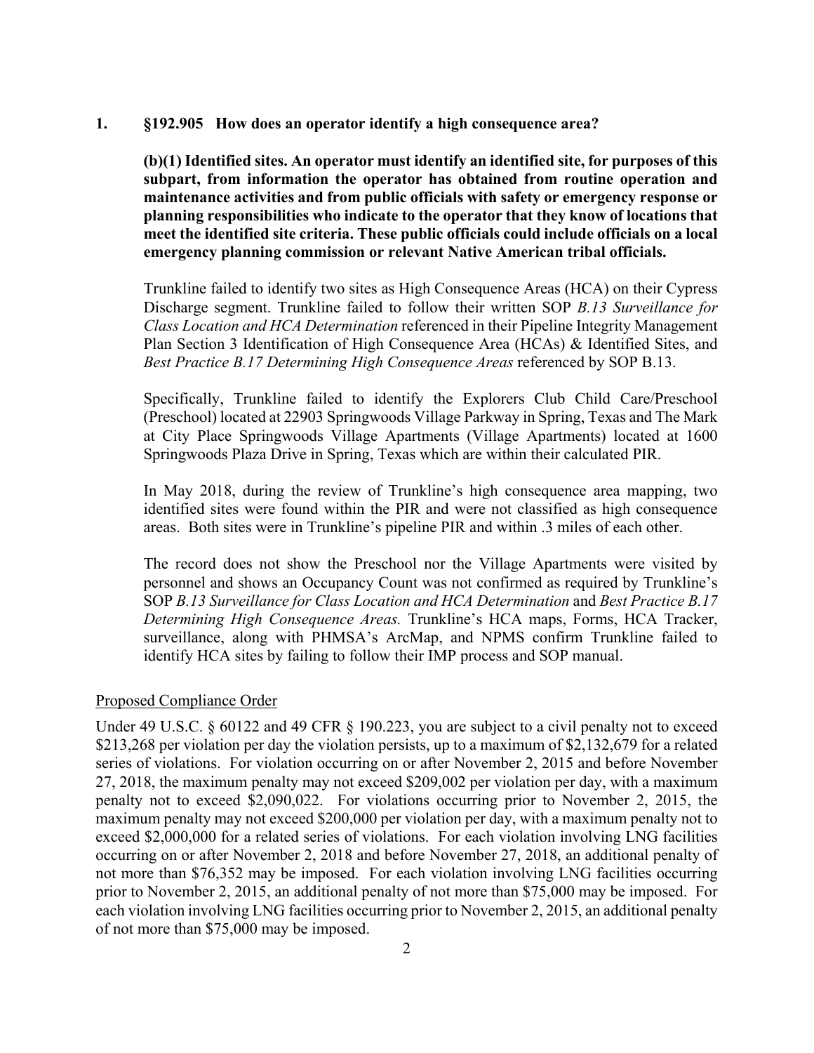**1. §192.905 How does an operator identify a high consequence area?**

**(b)(1) Identified sites. An operator must identify an identified site, for purposes of this subpart, from information the operator has obtained from routine operation and maintenance activities and from public officials with safety or emergency response or planning responsibilities who indicate to the operator that they know of locations that meet the identified site criteria. These public officials could include officials on a local emergency planning commission or relevant Native American tribal officials.**

Trunkline failed to identify two sites as High Consequence Areas (HCA) on their Cypress Discharge segment. Trunkline failed to follow their written SOP *B.13 Surveillance for Class Location and HCA Determination* referenced in their Pipeline Integrity Management Plan Section 3 Identification of High Consequence Area (HCAs) & Identified Sites, and *Best Practice B.17 Determining High Consequence Areas* referenced by SOP B.13.

Specifically, Trunkline failed to identify the Explorers Club Child Care/Preschool (Preschool) located at 22903 Springwoods Village Parkway in Spring, Texas and The Mark at City Place Springwoods Village Apartments (Village Apartments) located at 1600 Springwoods Plaza Drive in Spring, Texas which are within their calculated PIR.

In May 2018, during the review of Trunkline's high consequence area mapping, two identified sites were found within the PIR and were not classified as high consequence areas. Both sites were in Trunkline's pipeline PIR and within .3 miles of each other.

The record does not show the Preschool nor the Village Apartments were visited by personnel and shows an Occupancy Count was not confirmed as required by Trunkline's SOP *B.13 Surveillance for Class Location and HCA Determination* and *Best Practice B.17 Determining High Consequence Areas.* Trunkline's HCA maps, Forms, HCA Tracker, surveillance, along with PHMSA's ArcMap, and NPMS confirm Trunkline failed to identify HCA sites by failing to follow their IMP process and SOP manual.

Proposed Compliance Order

Under 49 U.S.C. § 60122 and 49 CFR § 190.223, you are subject to a civil penalty not to exceed $213,268 per violation per day the violation persists, up to a maximum of $2,132,679 for a related series of violations. For violation occurring on or after November 2, 2015 and before November 27, 2018, the maximum penalty may not exceed $209,002 per violation per day, with a maximum penalty not to exceed $2,090,022. For violations occurring prior to November 2, 2015, the maximum penalty may not exceed $200,000 per violation per day, with a maximum penalty not to exceed $2,000,000 for a related series of violations. For each violation involving LNG facilities occurring on or after November 2, 2018 and before November 27, 2018, an additional penalty of not more than $76,352 may be imposed. For each violation involving LNG facilities occurring prior to November 2, 2015, an additional penalty of not more than $75,000 may be imposed. For each violation involving LNG facilities occurring prior to November 2, 2015, an additional penalty of not more than $75,000 may be imposed.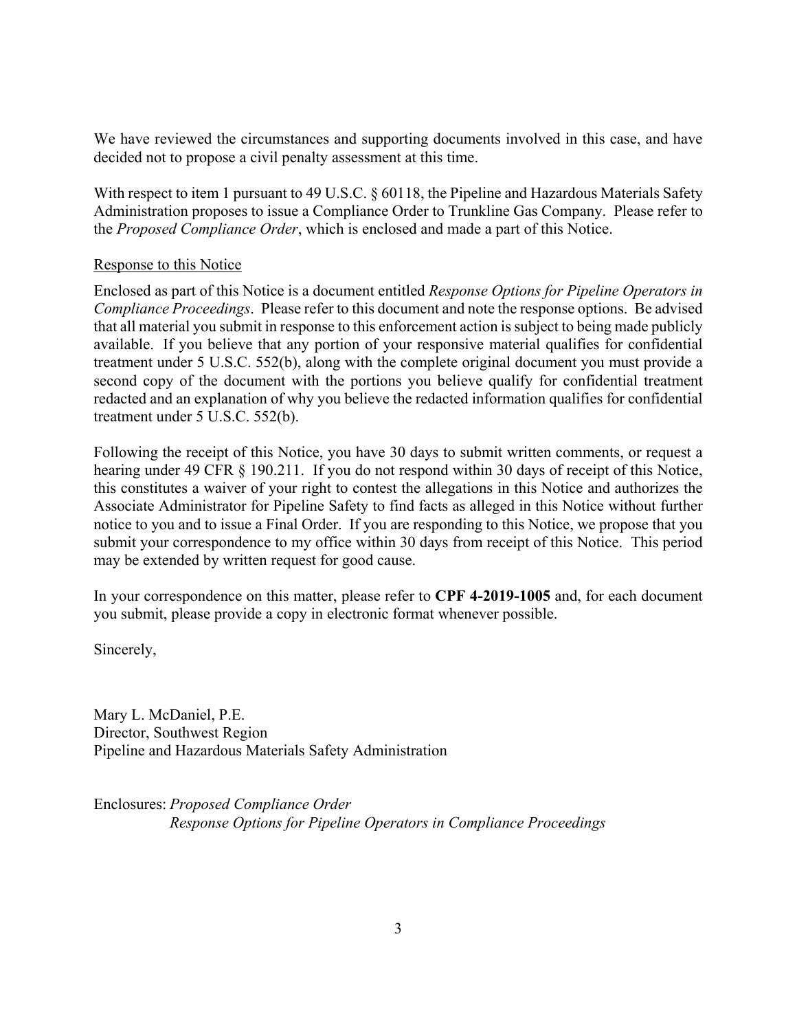We have reviewed the circumstances and supporting documents involved in this case, and have decided not to propose a civil penalty assessment at this time.

With respect to item 1 pursuant to 49 U.S.C. § 60118, the Pipeline and Hazardous Materials Safety Administration proposes to issue a Compliance Order to Trunkline Gas Company. Please refer to the *Proposed Compliance Order*, which is enclosed and made a part of this Notice.

Response to this Notice

Enclosed as part of this Notice is a document entitled *Response Options for Pipeline Operators in Compliance Proceedings*. Please refer to this document and note the response options. Be advised that all material you submit in response to this enforcement action is subject to being made publicly available. If you believe that any portion of your responsive material qualifies for confidential treatment under 5 U.S.C. 552(b), along with the complete original document you must provide a second copy of the document with the portions you believe qualify for confidential treatment redacted and an explanation of why you believe the redacted information qualifies for confidential treatment under 5 U.S.C. 552(b).

Following the receipt of this Notice, you have 30 days to submit written comments, or request a hearing under 49 CFR § 190.211. If you do not respond within 30 days of receipt of this Notice, this constitutes a waiver of your right to contest the allegations in this Notice and authorizes the Associate Administrator for Pipeline Safety to find facts as alleged in this Notice without further notice to you and to issue a Final Order. If you are responding to this Notice, we propose that you submit your correspondence to my office within 30 days from receipt of this Notice. This period may be extended by written request for good cause.

In your correspondence on this matter, please refer to **CPF 4-2019-1005** and, for each document you submit, please provide a copy in electronic format whenever possible.

Sincerely,

Mary L. McDaniel, P.E.
Director, Southwest Region
Pipeline and Hazardous Materials Safety Administration

Enclosures: *Proposed Compliance Order*
*Response Options for Pipeline Operators in Compliance Proceedings*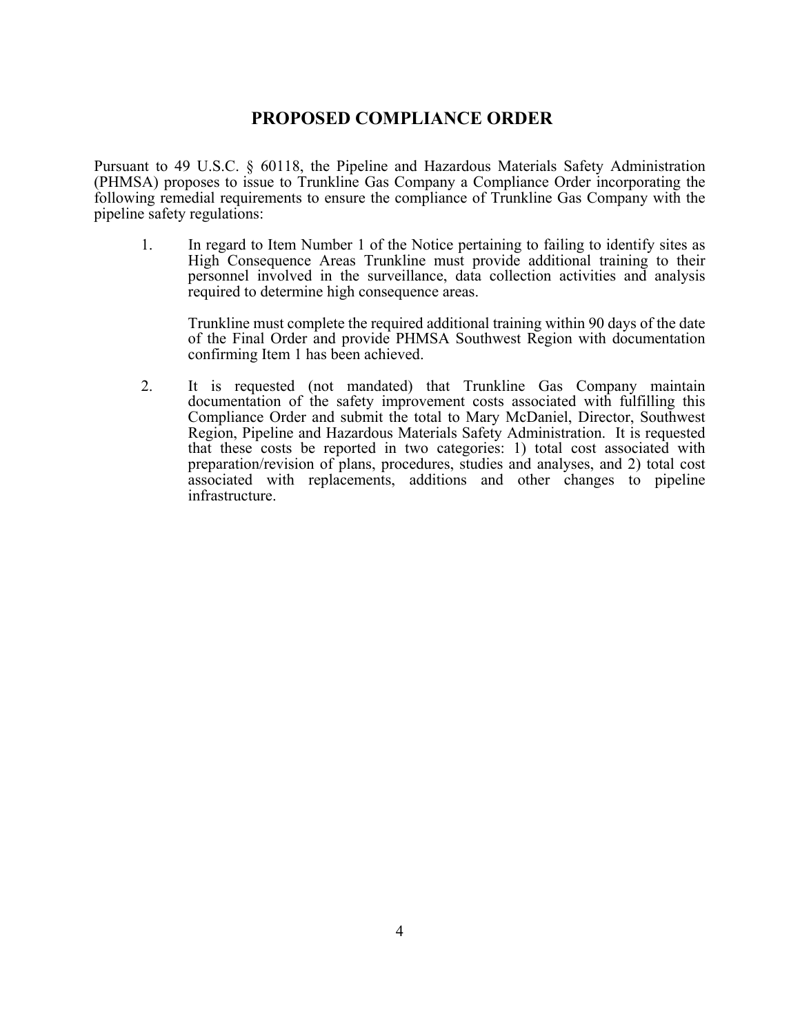## PROPOSED COMPLIANCE ORDER

Pursuant to 49 U.S.C. § 60118, the Pipeline and Hazardous Materials Safety Administration (PHMSA) proposes to issue to Trunkline Gas Company a Compliance Order incorporating the following remedial requirements to ensure the compliance of Trunkline Gas Company with the pipeline safety regulations:

1. In regard to Item Number 1 of the Notice pertaining to failing to identify sites as High Consequence Areas Trunkline must provide additional training to their personnel involved in the surveillance, data collection activities and analysis required to determine high consequence areas.

   Trunkline must complete the required additional training within 90 days of the date of the Final Order and provide PHMSA Southwest Region with documentation confirming Item 1 has been achieved.

2. It is requested (not mandated) that Trunkline Gas Company maintain documentation of the safety improvement costs associated with fulfilling this Compliance Order and submit the total to Mary McDaniel, Director, Southwest Region, Pipeline and Hazardous Materials Safety Administration. It is requested that these costs be reported in two categories: 1) total cost associated with preparation/revision of plans, procedures, studies and analyses, and 2) total cost associated with replacements, additions and other changes to pipeline infrastructure.